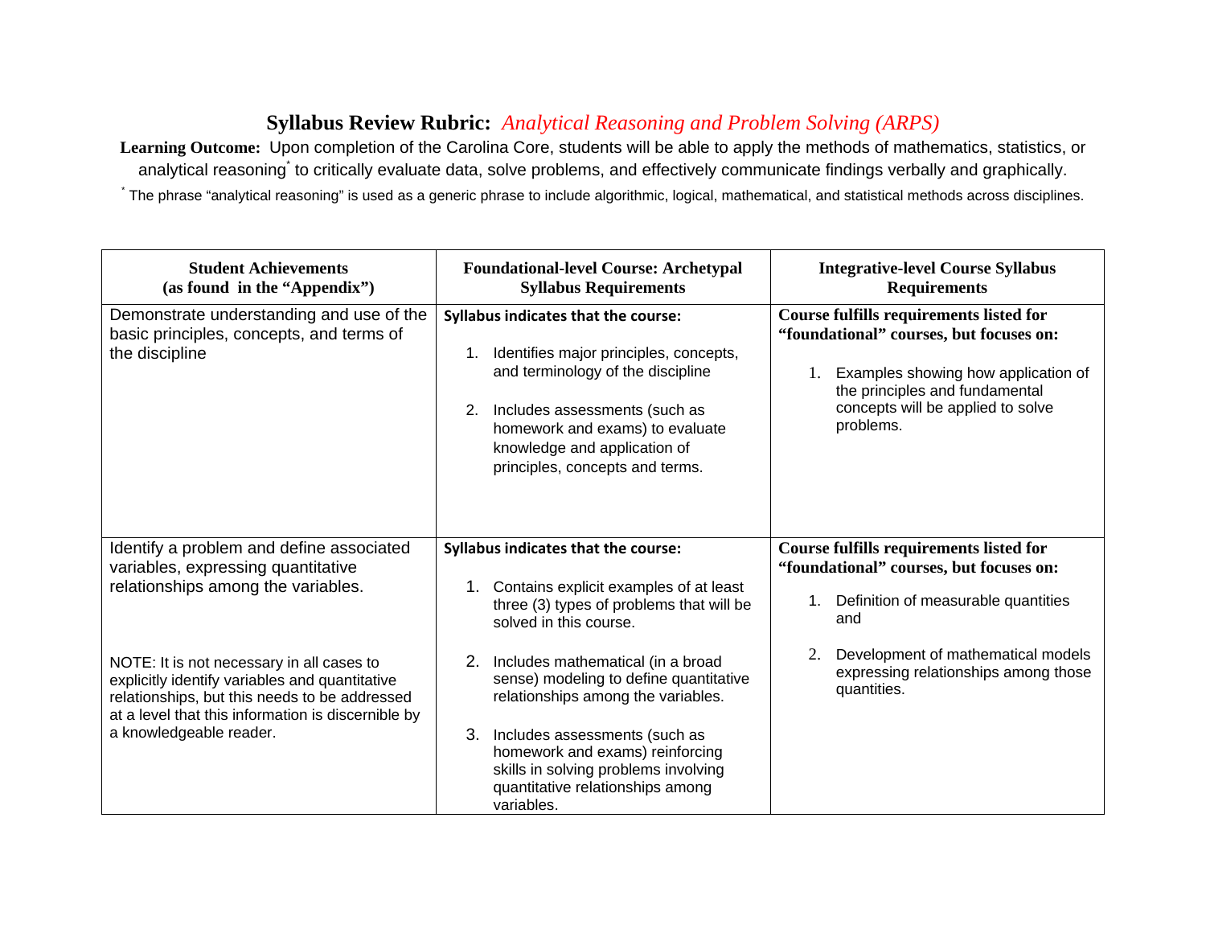# Syllabus Review Rubric: *Analytical Reasoning and Problem Solving (ARPS)*

**Learning Outcome:** Upon completion of the Carolina Core, students will be able to apply the methods of mathematics, statistics, or analytical reasoning* to critically evaluate data, solve problems, and effectively communicate findings verbally and graphically.

* The phrase "analytical reasoning" is used as a generic phrase to include algorithmic, logical, mathematical, and statistical methods across disciplines.

| Student Achievements (as found in the "Appendix") | Foundational-level Course: Archetypal Syllabus Requirements | Integrative-level Course Syllabus Requirements |
|---|---|---|
| Demonstrate understanding and use of the basic principles, concepts, and terms of the discipline | **Syllabus indicates that the course:**<br>1. Identifies major principles, concepts, and terminology of the discipline<br>2. Includes assessments (such as homework and exams) to evaluate knowledge and application of principles, concepts and terms. | **Course fulfills requirements listed for "foundational" courses, but focuses on:**<br>1. Examples showing how application of the principles and fundamental concepts will be applied to solve problems. |
| Identify a problem and define associated variables, expressing quantitative relationships among the variables.<br><br>NOTE: It is not necessary in all cases to explicitly identify variables and quantitative relationships, but this needs to be addressed at a level that this information is discernible by a knowledgeable reader. | **Syllabus indicates that the course:**<br>1. Contains explicit examples of at least three (3) types of problems that will be solved in this course.<br>2. Includes mathematical (in a broad sense) modeling to define quantitative relationships among the variables.<br>3. Includes assessments (such as homework and exams) reinforcing skills in solving problems involving quantitative relationships among variables. | **Course fulfills requirements listed for "foundational" courses, but focuses on:**<br>1. Definition of measurable quantities and<br>2. Development of mathematical models expressing relationships among those quantities. |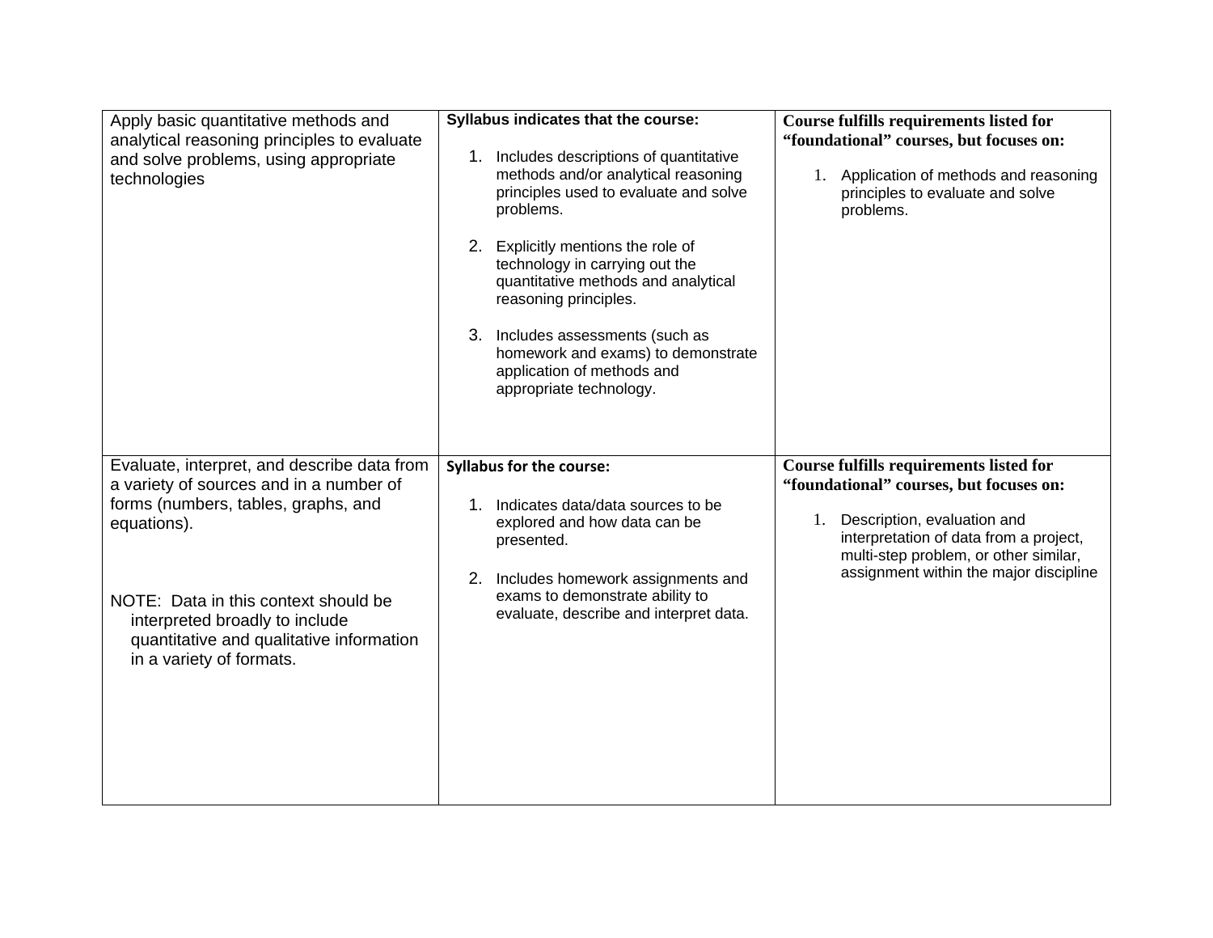| | | |
|---|---|---|
| Apply basic quantitative methods and analytical reasoning principles to evaluate and solve problems, using appropriate technologies | **Syllabus indicates that the course:**<br><br>1. Includes descriptions of quantitative methods and/or analytical reasoning principles used to evaluate and solve problems.<br><br>2. Explicitly mentions the role of technology in carrying out the quantitative methods and analytical reasoning principles.<br><br>3. Includes assessments (such as homework and exams) to demonstrate application of methods and appropriate technology. | **Course fulfills requirements listed for "foundational" courses, but focuses on:**<br><br>1. Application of methods and reasoning principles to evaluate and solve problems. |
| Evaluate, interpret, and describe data from a variety of sources and in a number of forms (numbers, tables, graphs, and equations).<br><br>NOTE: Data in this context should be interpreted broadly to include quantitative and qualitative information in a variety of formats. | **Syllabus for the course:**<br><br>1. Indicates data/data sources to be explored and how data can be presented.<br><br>2. Includes homework assignments and exams to demonstrate ability to evaluate, describe and interpret data. | **Course fulfills requirements listed for "foundational" courses, but focuses on:**<br><br>1. Description, evaluation and interpretation of data from a project, multi-step problem, or other similar, assignment within the major discipline |